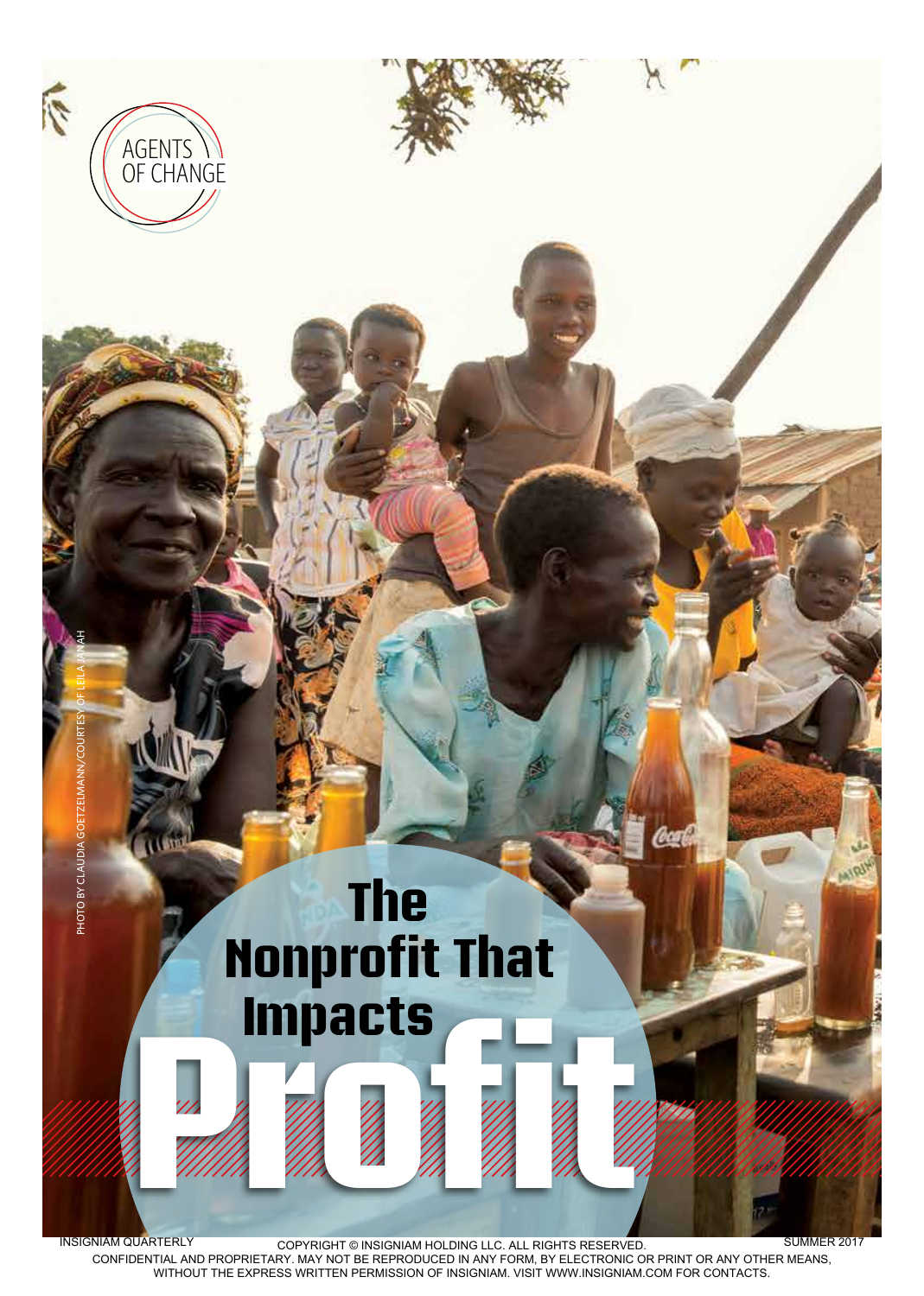AGENTS OF CHANGE

PHOTO BY CLAUDIA GOETZELMANN/COURTESY OF LEILA JANAH

# The Nonprofit That Impacts Profit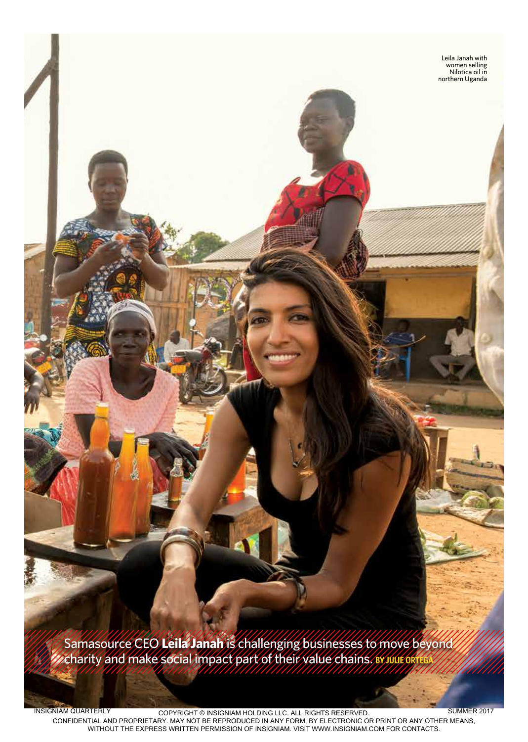Leila Janah with women selling Nilotica oil in northern Uganda

Samasource CEO **Leila Janah** is challenging businesses to move beyond charity and make social impact part of their value chains. BY JULIE ORTEGA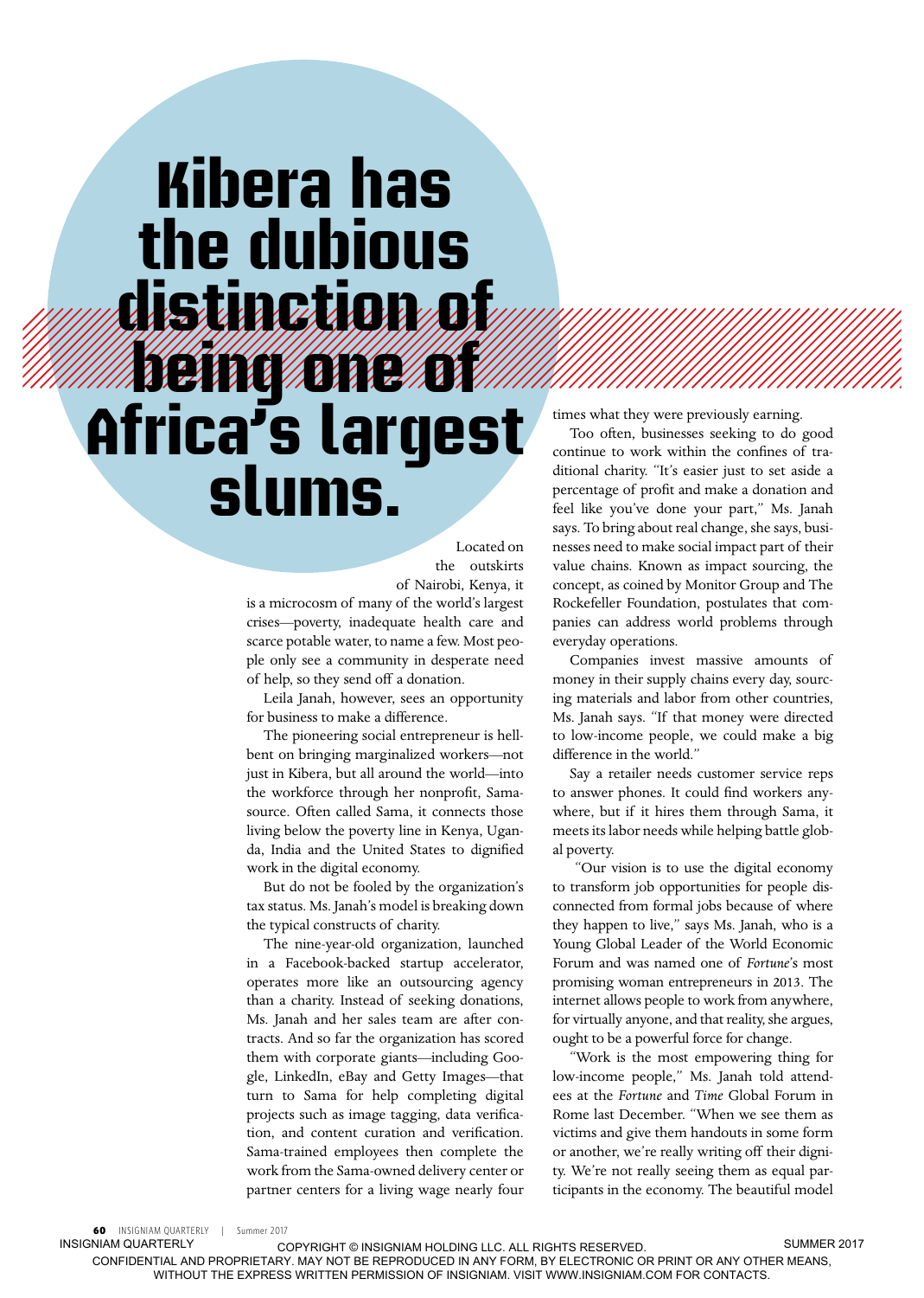# Kibera has the dubious distinction of being one of Africa's largest slums.

Located on the outskirts of Nairobi, Kenya, it is a microcosm of many of the world's largest crises—poverty, inadequate health care and scarce potable water, to name a few. Most people only see a community in desperate need of help, so they send off a donation.

Leila Janah, however, sees an opportunity for business to make a difference.

The pioneering social entrepreneur is hell-bent on bringing marginalized workers—not just in Kibera, but all around the world—into the workforce through her nonprofit, Samasource. Often called Sama, it connects those living below the poverty line in Kenya, Uganda, India and the United States to dignified work in the digital economy.

But do not be fooled by the organization's tax status. Ms. Janah's model is breaking down the typical constructs of charity.

The nine-year-old organization, launched in a Facebook-backed startup accelerator, operates more like an outsourcing agency than a charity. Instead of seeking donations, Ms. Janah and her sales team are after contracts. And so far the organization has scored them with corporate giants—including Google, LinkedIn, eBay and Getty Images—that turn to Sama for help completing digital projects such as image tagging, data verification, and content curation and verification. Sama-trained employees then complete the work from the Sama-owned delivery center or partner centers for a living wage nearly four times what they were previously earning.

Too often, businesses seeking to do good continue to work within the confines of traditional charity. "It's easier just to set aside a percentage of profit and make a donation and feel like you've done your part," Ms. Janah says. To bring about real change, she says, businesses need to make social impact part of their value chains. Known as impact sourcing, the concept, as coined by Monitor Group and The Rockefeller Foundation, postulates that companies can address world problems through everyday operations.

Companies invest massive amounts of money in their supply chains every day, sourcing materials and labor from other countries, Ms. Janah says. "If that money were directed to low-income people, we could make a big difference in the world."

Say a retailer needs customer service reps to answer phones. It could find workers anywhere, but if it hires them through Sama, it meets its labor needs while helping battle global poverty.

"Our vision is to use the digital economy to transform job opportunities for people disconnected from formal jobs because of where they happen to live," says Ms. Janah, who is a Young Global Leader of the World Economic Forum and was named one of *Fortune*'s most promising woman entrepreneurs in 2013. The internet allows people to work from anywhere, for virtually anyone, and that reality, she argues, ought to be a powerful force for change.

"Work is the most empowering thing for low-income people," Ms. Janah told attendees at the *Fortune* and *Time* Global Forum in Rome last December. "When we see them as victims and give them handouts in some form or another, we're really writing off their dignity. We're not really seeing them as equal participants in the economy. The beautiful model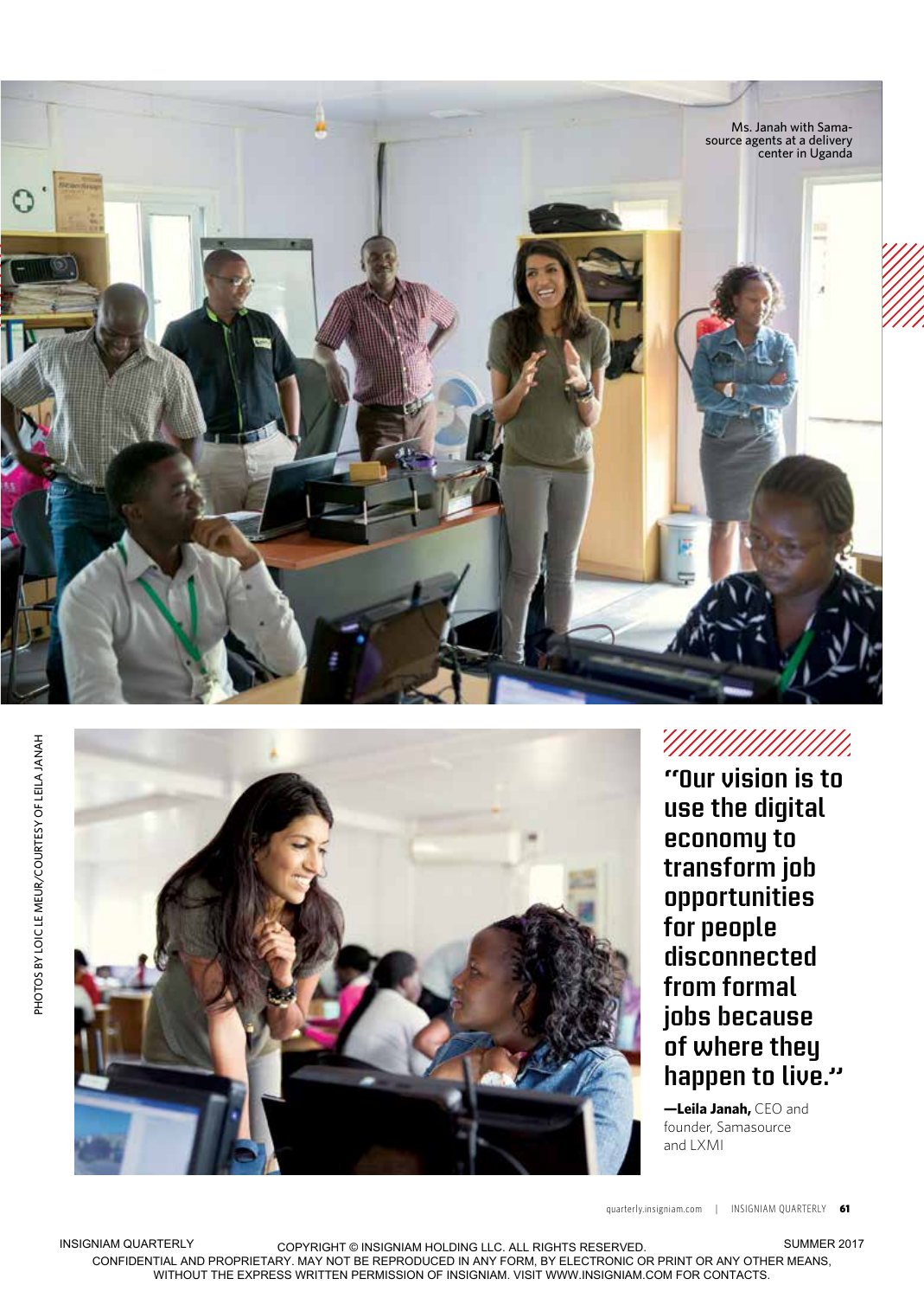Ms. Janah with Samasource agents at a delivery center in Uganda

PHOTOS BY LOIC LE MEUR/COURTESY OF LEILA JANAH

**"Our vision is to use the digital economy to transform job opportunities for people disconnected from formal jobs because of where they happen to live."**

**—Leila Janah,** CEO and founder, Samasource and LXMI

COPYRIGHT © INSIGNIAM HOLDING LLC. ALL RIGHTS RESERVED.
CONFIDENTIAL AND PROPRIETARY. MAY NOT BE REPRODUCED IN ANY FORM, BY ELECTRONIC OR PRINT OR ANY OTHER MEANS, WITHOUT THE EXPRESS WRITTEN PERMISSION OF INSIGNIAM. VISIT WWW.INSIGNIAM.COM FOR CONTACTS.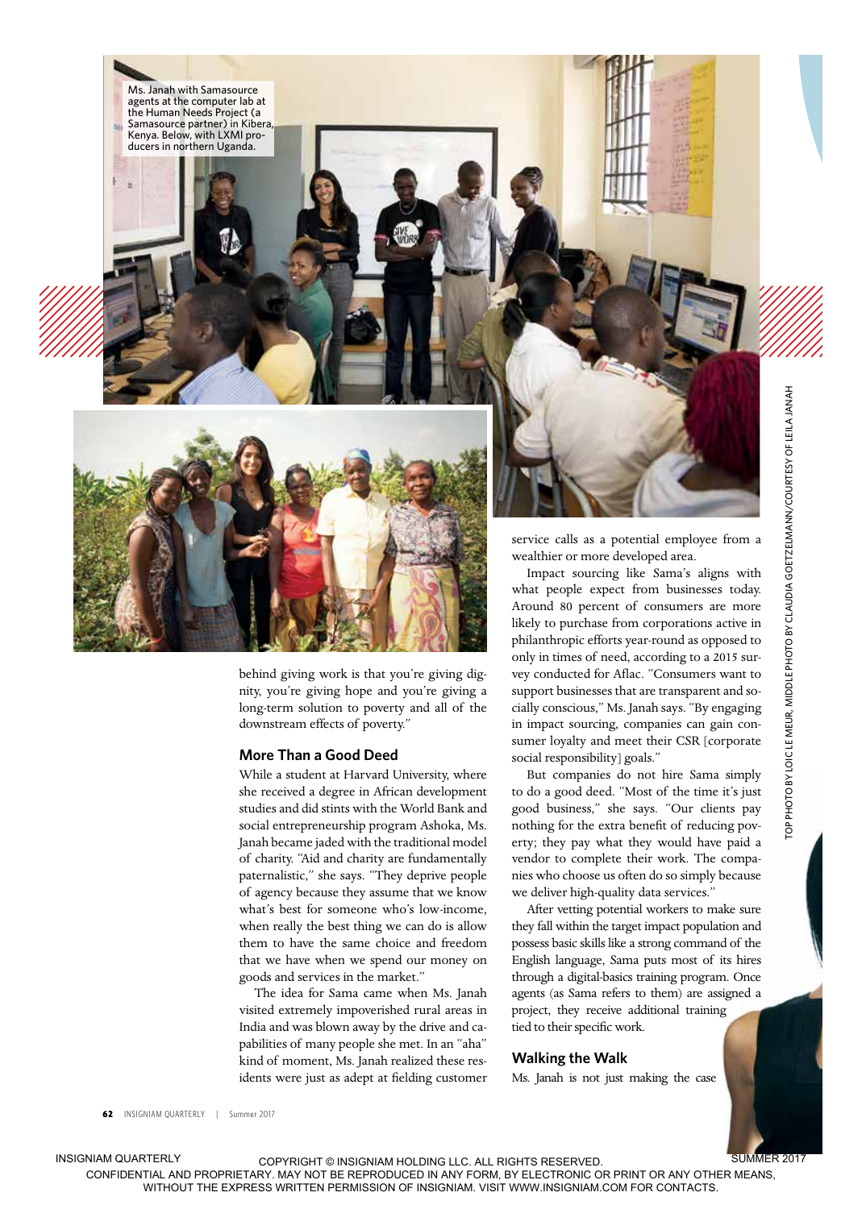Ms. Janah with Samasource agents at the computer lab at the Human Needs Project (a Samasource partner) in Kibera, Kenya. Below, with LXMI producers in northern Uganda.

behind giving work is that you're giving dignity, you're giving hope and you're giving a long-term solution to poverty and all of the downstream effects of poverty."

## More Than a Good Deed

While a student at Harvard University, where she received a degree in African development studies and did stints with the World Bank and social entrepreneurship program Ashoka, Ms. Janah became jaded with the traditional model of charity. "Aid and charity are fundamentally paternalistic," she says. "They deprive people of agency because they assume that we know what's best for someone who's low-income, when really the best thing we can do is allow them to have the same choice and freedom that we have when we spend our money on goods and services in the market."

The idea for Sama came when Ms. Janah visited extremely impoverished rural areas in India and was blown away by the drive and capabilities of many people she met. In an "aha" kind of moment, Ms. Janah realized these residents were just as adept at fielding customer service calls as a potential employee from a wealthier or more developed area.

Impact sourcing like Sama's aligns with what people expect from businesses today. Around 80 percent of consumers are more likely to purchase from corporations active in philanthropic efforts year-round as opposed to only in times of need, according to a 2015 survey conducted for Aflac. "Consumers want to support businesses that are transparent and socially conscious," Ms. Janah says. "By engaging in impact sourcing, companies can gain consumer loyalty and meet their CSR [corporate social responsibility] goals."

But companies do not hire Sama simply to do a good deed. "Most of the time it's just good business," she says. "Our clients pay nothing for the extra benefit of reducing poverty; they pay what they would have paid a vendor to complete their work. The companies who choose us often do so simply because we deliver high-quality data services."

After vetting potential workers to make sure they fall within the target impact population and possess basic skills like a strong command of the English language, Sama puts most of its hires through a digital-basics training program. Once agents (as Sama refers to them) are assigned a project, they receive additional training tied to their specific work.

## Walking the Walk

Ms. Janah is not just making the case

TOP PHOTO BY LOIC LE MEUR, MIDDLE PHOTO BY CLAUDIA GOETZELMANN/COURTESY OF LEILA JANAH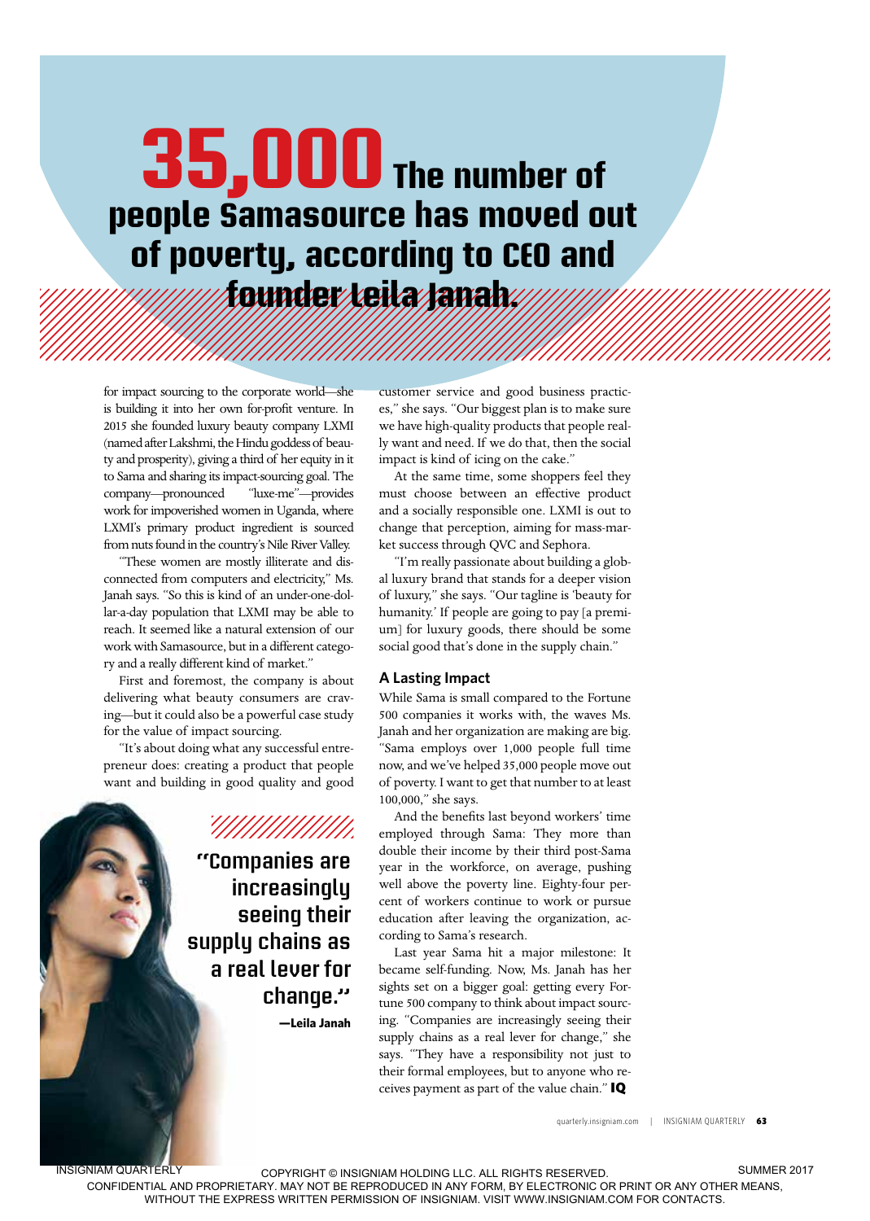**35,000** The number of people Samasource has moved out of poverty, according to CEO and founder Leila Janah.

for impact sourcing to the corporate world—she is building it into her own for-profit venture. In 2015 she founded luxury beauty company LXMI (named after Lakshmi, the Hindu goddess of beauty and prosperity), giving a third of her equity in it to Sama and sharing its impact-sourcing goal. The company—pronounced "luxe-me"—provides work for impoverished women in Uganda, where LXMI's primary product ingredient is sourced from nuts found in the country's Nile River Valley.

"These women are mostly illiterate and disconnected from computers and electricity," Ms. Janah says. "So this is kind of an under-one-dollar-a-day population that LXMI may be able to reach. It seemed like a natural extension of our work with Samasource, but in a different category and a really different kind of market."

First and foremost, the company is about delivering what beauty consumers are craving—but it could also be a powerful case study for the value of impact sourcing.

"It's about doing what any successful entrepreneur does: creating a product that people want and building in good quality and good customer service and good business practices," she says. "Our biggest plan is to make sure we have high-quality products that people really want and need. If we do that, then the social impact is kind of icing on the cake."

At the same time, some shoppers feel they must choose between an effective product and a socially responsible one. LXMI is out to change that perception, aiming for mass-market success through QVC and Sephora.

"I'm really passionate about building a global luxury brand that stands for a deeper vision of luxury," she says. "Our tagline is 'beauty for humanity.' If people are going to pay [a premium] for luxury goods, there should be some social good that's done in the supply chain."

> **"Companies are increasingly seeing their supply chains as a real lever for change."**
> —Leila Janah

## A Lasting Impact

While Sama is small compared to the Fortune 500 companies it works with, the waves Ms. Janah and her organization are making are big. "Sama employs over 1,000 people full time now, and we've helped 35,000 people move out of poverty. I want to get that number to at least 100,000," she says.

And the benefits last beyond workers' time employed through Sama: They more than double their income by their third post-Sama year in the workforce, on average, pushing well above the poverty line. Eighty-four percent of workers continue to work or pursue education after leaving the organization, according to Sama's research.

Last year Sama hit a major milestone: It became self-funding. Now, Ms. Janah has her sights set on a bigger goal: getting every Fortune 500 company to think about impact sourcing. "Companies are increasingly seeing their supply chains as a real lever for change," she says. "They have a responsibility not just to their formal employees, but to anyone who receives payment as part of the value chain." **IQ**